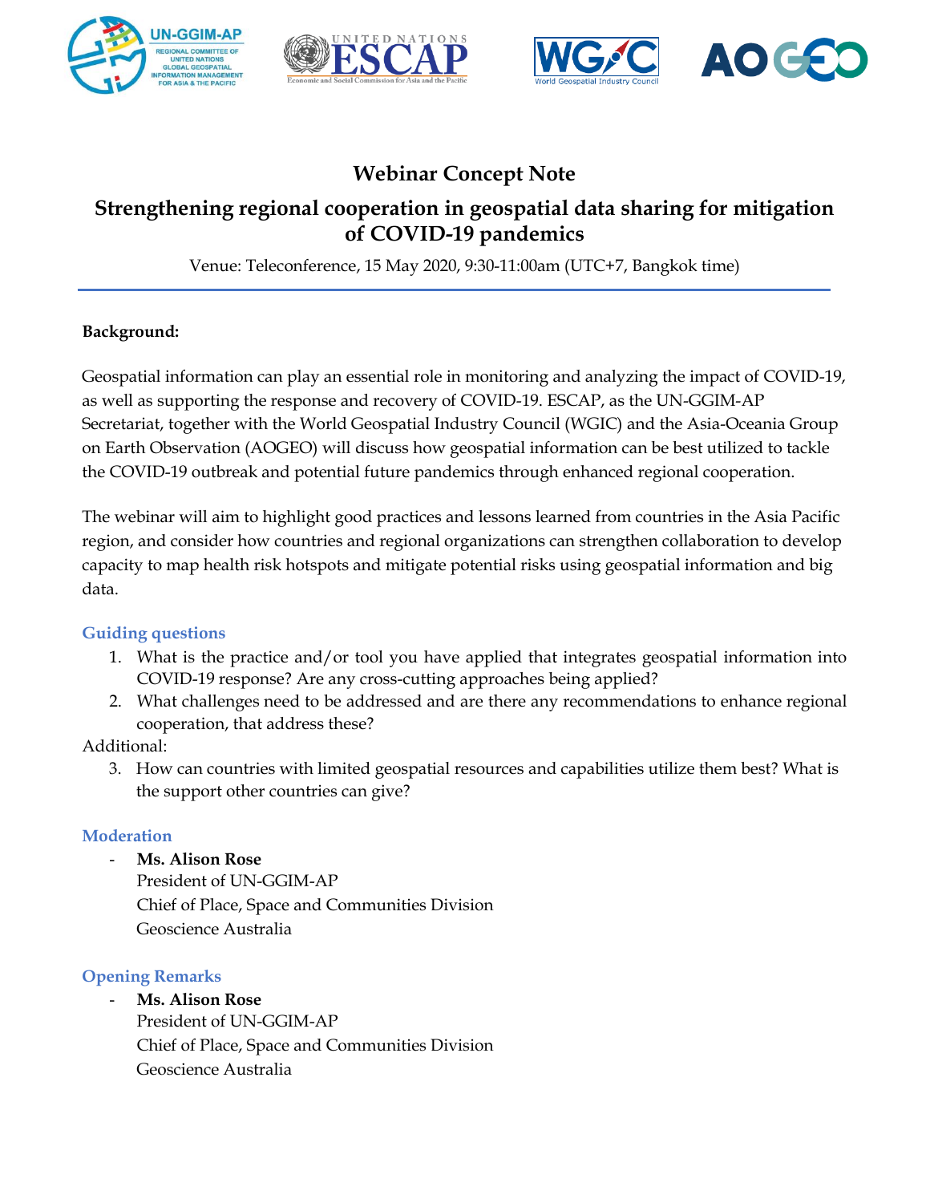# Webinar Concept Note

## Strengthening regional cooperation in geospatial data sharing for mitigation of COVID-19 pandemics

Venue: Teleconference, 15 May 2020, 9:30-11:00am (UTC+7, Bangkok time)

**Background:**

Geospatial information can play an essential role in monitoring and analyzing the impact of COVID-19, as well as supporting the response and recovery of COVID-19. ESCAP, as the UN-GGIM-AP Secretariat, together with the World Geospatial Industry Council (WGIC) and the Asia-Oceania Group on Earth Observation (AOGEO) will discuss how geospatial information can be best utilized to tackle the COVID-19 outbreak and potential future pandemics through enhanced regional cooperation.

The webinar will aim to highlight good practices and lessons learned from countries in the Asia Pacific region, and consider how countries and regional organizations can strengthen collaboration to develop capacity to map health risk hotspots and mitigate potential risks using geospatial information and big data.

### Guiding questions

1. What is the practice and/or tool you have applied that integrates geospatial information into COVID-19 response? Are any cross-cutting approaches being applied?
2. What challenges need to be addressed and are there any recommendations to enhance regional cooperation, that address these?

Additional:

3. How can countries with limited geospatial resources and capabilities utilize them best? What is the support other countries can give?

### Moderation

- **Ms. Alison Rose**
  President of UN-GGIM-AP
  Chief of Place, Space and Communities Division
  Geoscience Australia

### Opening Remarks

- **Ms. Alison Rose**
  President of UN-GGIM-AP
  Chief of Place, Space and Communities Division
  Geoscience Australia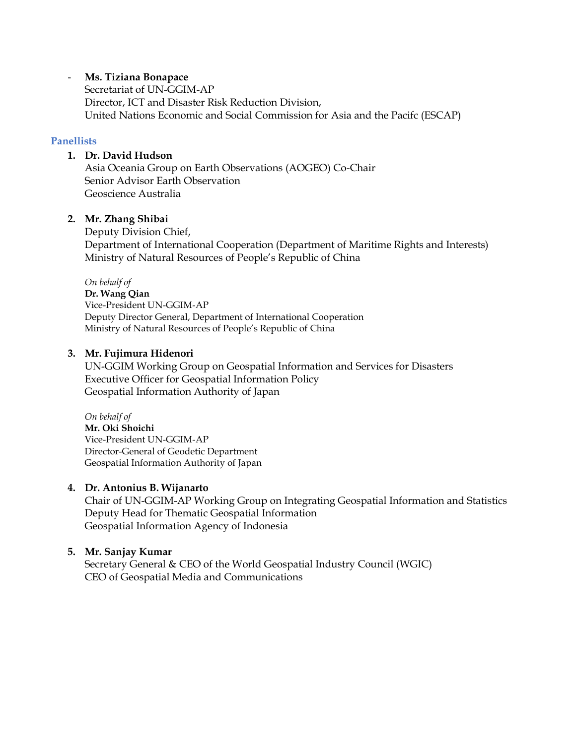- **Ms. Tiziana Bonapace**
  Secretariat of UN-GGIM-AP
  Director, ICT and Disaster Risk Reduction Division,
  United Nations Economic and Social Commission for Asia and the Pacifc (ESCAP)

### Panellists

1. **Dr. David Hudson**
   Asia Oceania Group on Earth Observations (AOGEO) Co-Chair
   Senior Advisor Earth Observation
   Geoscience Australia

2. **Mr. Zhang Shibai**
   Deputy Division Chief,
   Department of International Cooperation (Department of Maritime Rights and Interests)
   Ministry of Natural Resources of People's Republic of China

   *On behalf of*
   **Dr. Wang Qian**
   Vice-President UN-GGIM-AP
   Deputy Director General, Department of International Cooperation
   Ministry of Natural Resources of People's Republic of China

3. **Mr. Fujimura Hidenori**
   UN-GGIM Working Group on Geospatial Information and Services for Disasters
   Executive Officer for Geospatial Information Policy
   Geospatial Information Authority of Japan

   *On behalf of*
   **Mr. Oki Shoichi**
   Vice-President UN-GGIM-AP
   Director-General of Geodetic Department
   Geospatial Information Authority of Japan

4. **Dr. Antonius B. Wijanarto**
   Chair of UN-GGIM-AP Working Group on Integrating Geospatial Information and Statistics
   Deputy Head for Thematic Geospatial Information
   Geospatial Information Agency of Indonesia

5. **Mr. Sanjay Kumar**
   Secretary General & CEO of the World Geospatial Industry Council (WGIC)
   CEO of Geospatial Media and Communications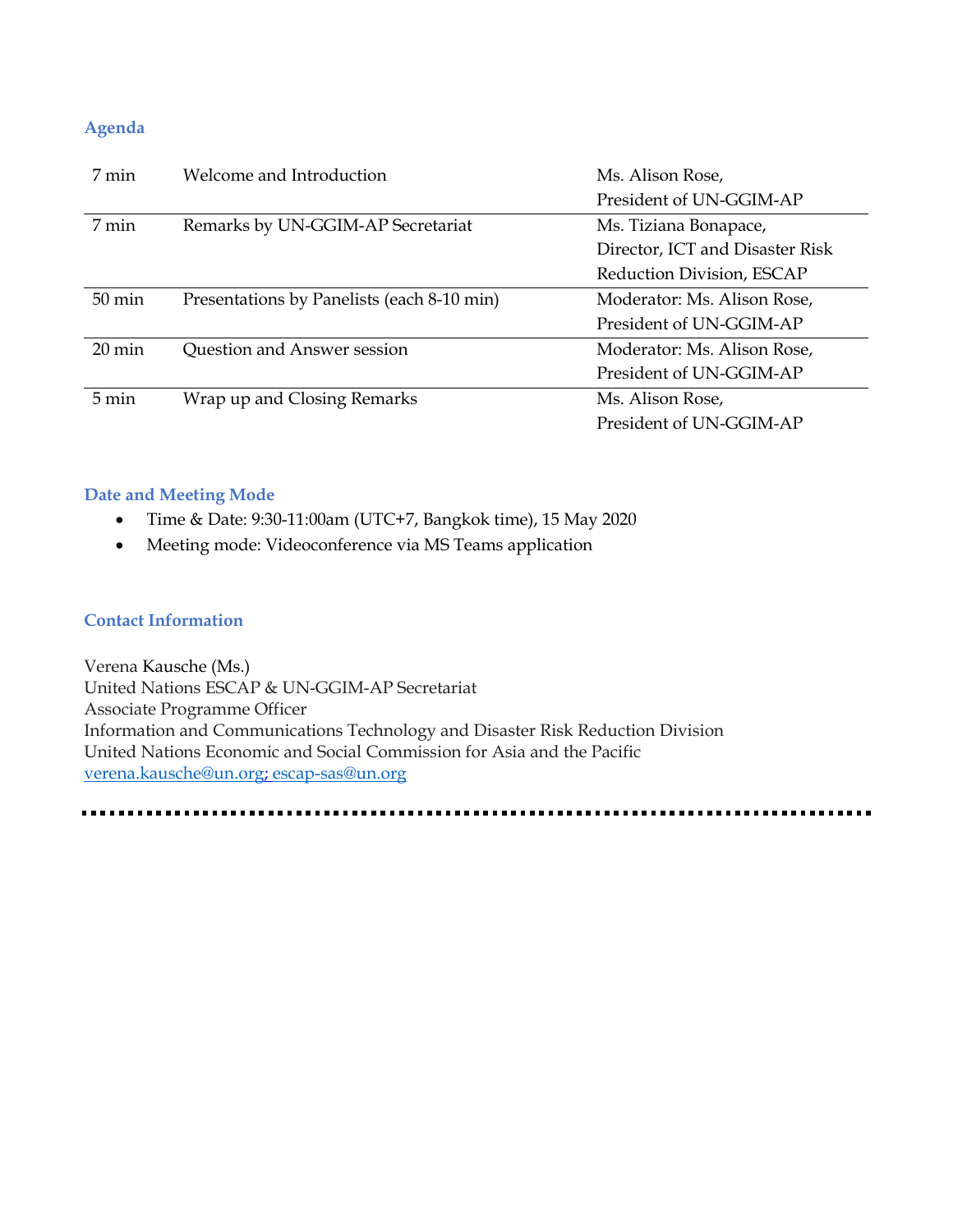## Agenda

| | | |
|---|---|---|
| 7 min | Welcome and Introduction | Ms. Alison Rose, President of UN-GGIM-AP |
| 7 min | Remarks by UN-GGIM-AP Secretariat | Ms. Tiziana Bonapace, Director, ICT and Disaster Risk Reduction Division, ESCAP |
| 50 min | Presentations by Panelists (each 8-10 min) | Moderator: Ms. Alison Rose, President of UN-GGIM-AP |
| 20 min | Question and Answer session | Moderator: Ms. Alison Rose, President of UN-GGIM-AP |
| 5 min | Wrap up and Closing Remarks | Ms. Alison Rose, President of UN-GGIM-AP |

## Date and Meeting Mode

- Time & Date: 9:30-11:00am (UTC+7, Bangkok time), 15 May 2020
- Meeting mode: Videoconference via MS Teams application

## Contact Information

Verena Kausche (Ms.)
United Nations ESCAP & UN-GGIM-AP Secretariat
Associate Programme Officer
Information and Communications Technology and Disaster Risk Reduction Division
United Nations Economic and Social Commission for Asia and the Pacific
verena.kausche@un.org; escap-sas@un.org